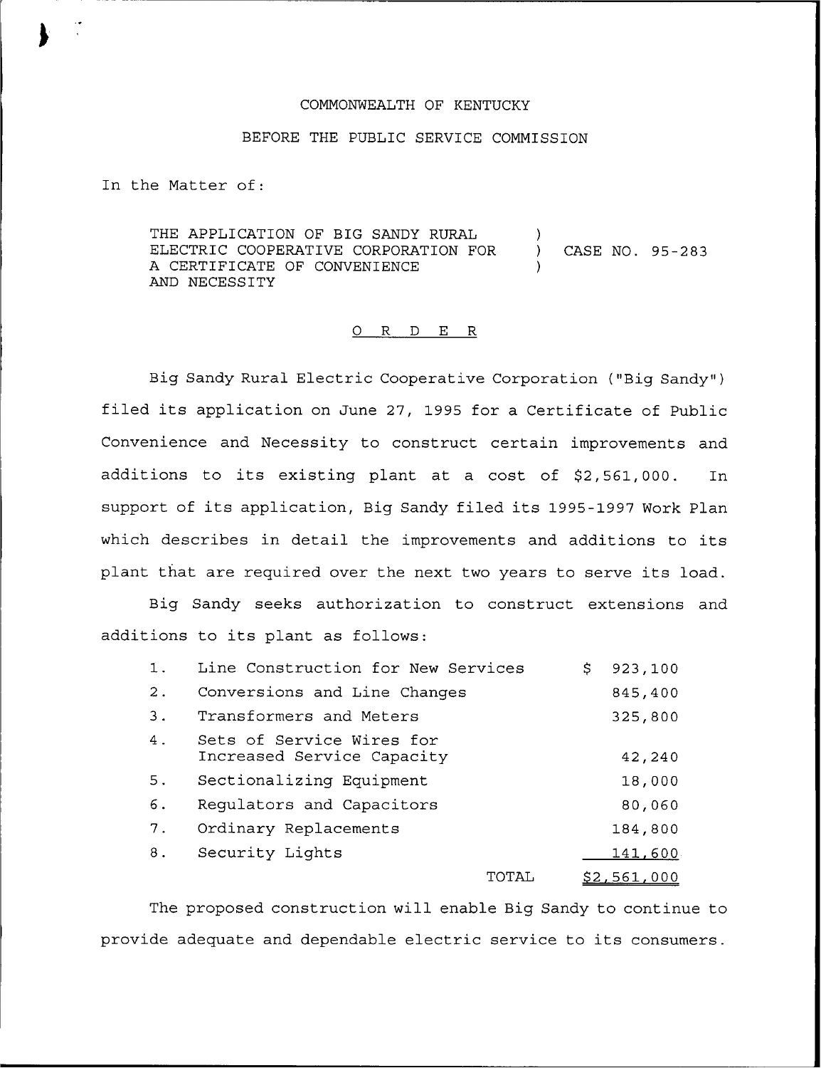COMMONWEALTH OF KENTUCKY

BEFORE THE PUBLIC SERVICE COMMISSION

In the Matter of:

THE APPLICATION OF BIG SANDY RURAL ELECTRIC COOPERATIVE CORPORATION FOR A CERTIFICATE OF CONVENIENCE AND NECESSITY ) CASE NO. 95-283

O R D E R

Big Sandy Rural Electric Cooperative Corporation ("Big Sandy") filed its application on June 27, 1995 for a Certificate of Public Convenience and Necessity to construct certain improvements and additions to its existing plant at a cost of $2,561,000. In support of its application, Big Sandy filed its 1995-1997 Work Plan which describes in detail the improvements and additions to its plant that are required over the next two years to serve its load.

Big Sandy seeks authorization to construct extensions and additions to its plant as follows:

| | | |
|---|---|---|
| 1. | Line Construction for New Services | $ 923,100 |
| 2. | Conversions and Line Changes | 845,400 |
| 3. | Transformers and Meters | 325,800 |
| 4. | Sets of Service Wires for Increased Service Capacity | 42,240 |
| 5. | Sectionalizing Equipment | 18,000 |
| 6. | Regulators and Capacitors | 80,060 |
| 7. | Ordinary Replacements | 184,800 |
| 8. | Security Lights | 141,600 |
| | TOTAL | $2,561,000 |

The proposed construction will enable Big Sandy to continue to provide adequate and dependable electric service to its consumers.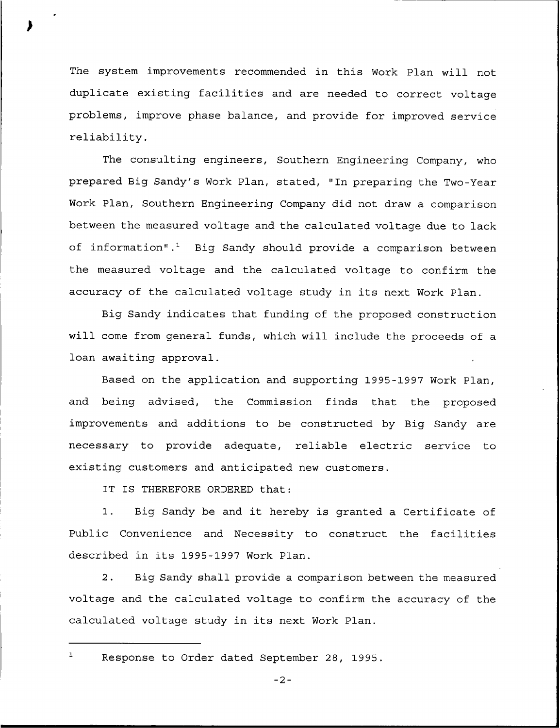The system improvements recommended in this Work Plan will not duplicate existing facilities and are needed to correct voltage problems, improve phase balance, and provide for improved service reliability.

The consulting engineers, Southern Engineering Company, who prepared Big Sandy's Work Plan, stated, "In preparing the Two-Year Work Plan, Southern Engineering Company did not draw a comparison between the measured voltage and the calculated voltage due to lack of information".[1] Big Sandy should provide a comparison between the measured voltage and the calculated voltage to confirm the accuracy of the calculated voltage study in its next Work Plan.

Big Sandy indicates that funding of the proposed construction will come from general funds, which will include the proceeds of a loan awaiting approval.

Based on the application and supporting 1995-1997 Work Plan, and being advised, the Commission finds that the proposed improvements and additions to be constructed by Big Sandy are necessary to provide adequate, reliable electric service to existing customers and anticipated new customers.

IT IS THEREFORE ORDERED that:

1. Big Sandy be and it hereby is granted a Certificate of Public Convenience and Necessity to construct the facilities described in its 1995-1997 Work Plan.

2. Big Sandy shall provide a comparison between the measured voltage and the calculated voltage to confirm the accuracy of the calculated voltage study in its next Work Plan.

---

[1] Response to Order dated September 28, 1995.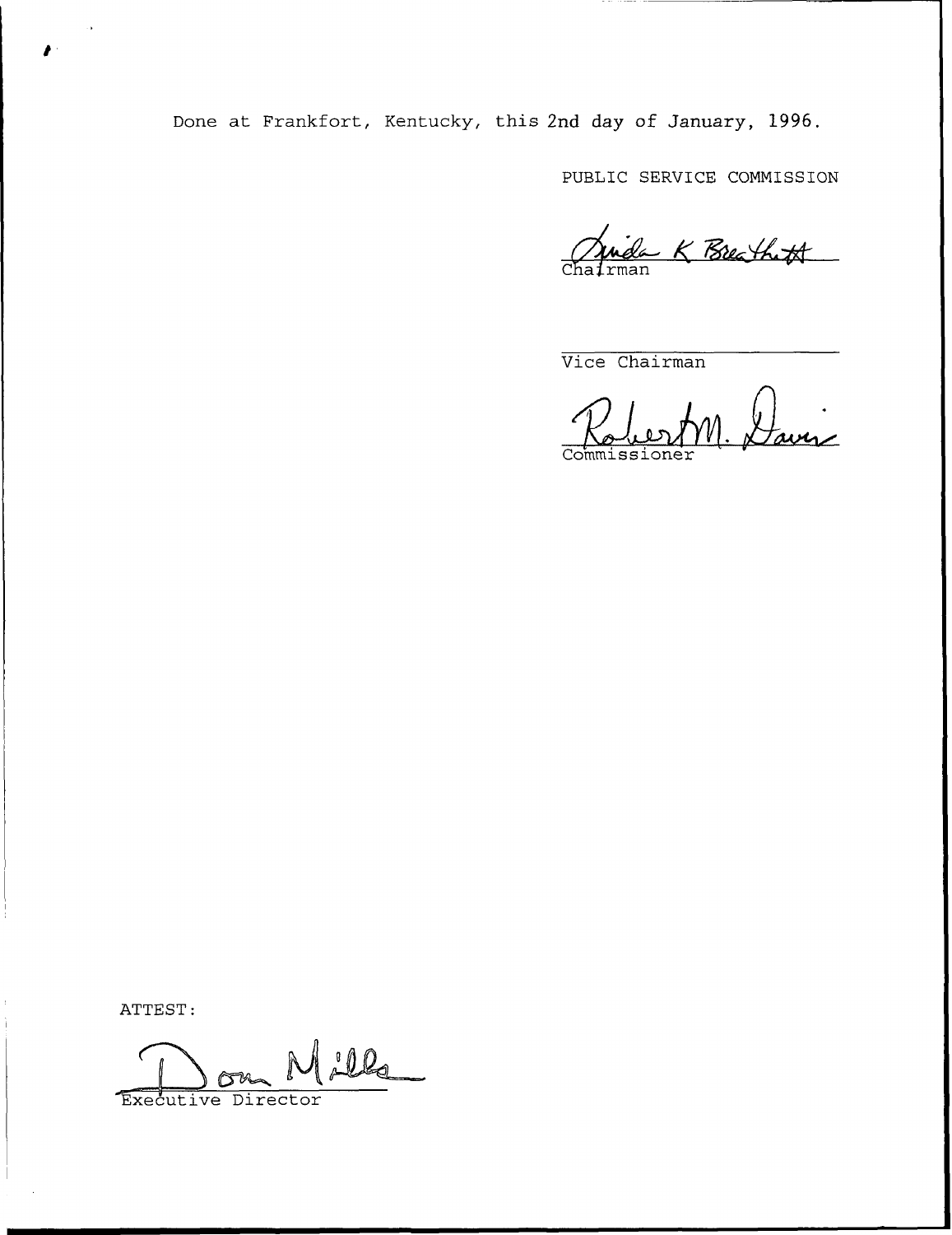Done at Frankfort, Kentucky, this 2nd day of January, 1996.

PUBLIC SERVICE COMMISSION

Linda K Breathitt
Chairman

Vice Chairman

Robert M. Davis
Commissioner

ATTEST:

Don Mills
Executive Director